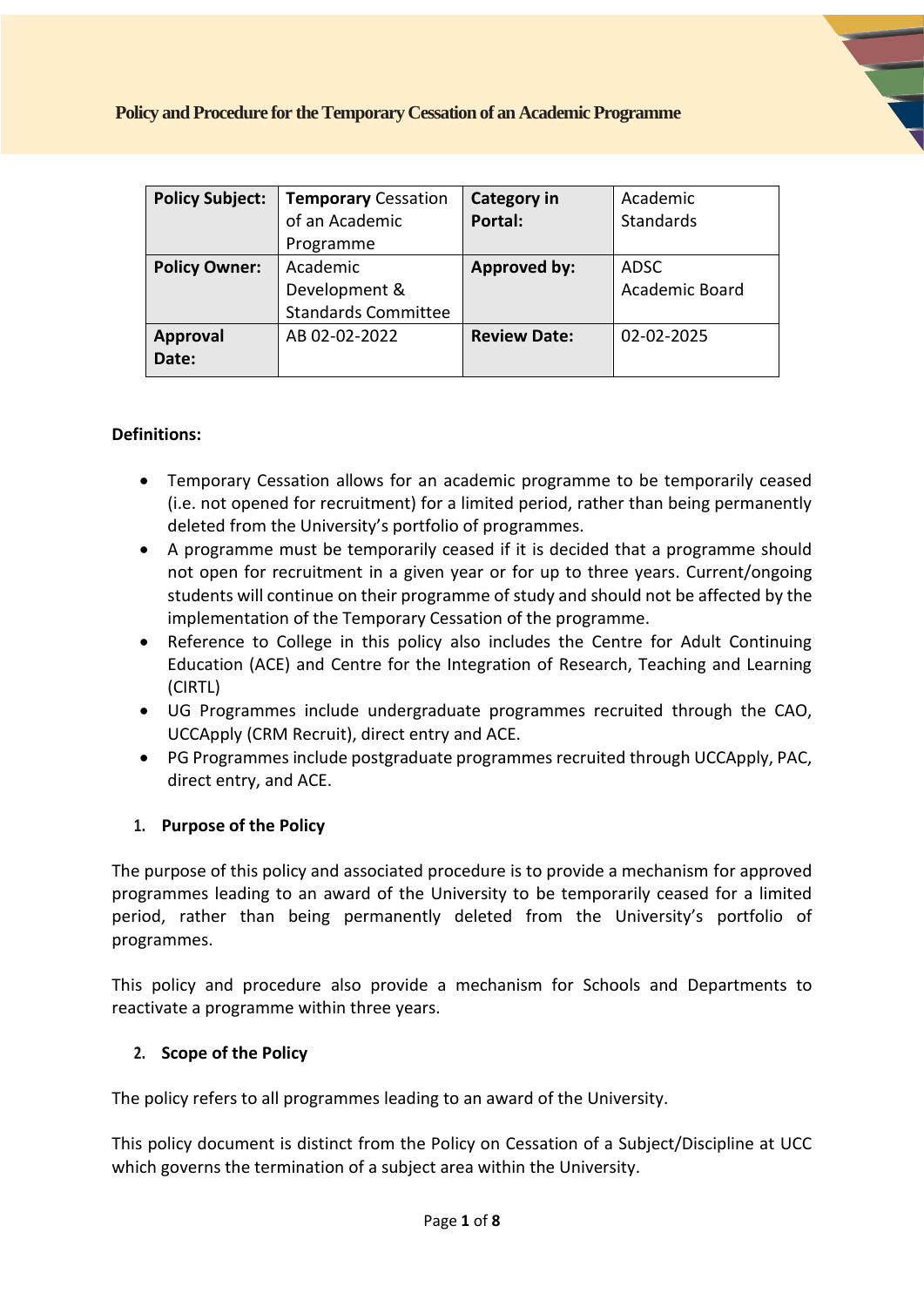# Policy and Procedure for the Temporary Cessation of an Academic Programme

| **Policy Subject:** | **Temporary** Cessation of an Academic Programme | **Category in Portal:** | Academic Standards |
|---|---|---|---|
| **Policy Owner:** | Academic Development & Standards Committee | **Approved by:** | ADSC<br>Academic Board |
| **Approval Date:** | AB 02-02-2022 | **Review Date:** | 02-02-2025 |

**Definitions:**

- Temporary Cessation allows for an academic programme to be temporarily ceased (i.e. not opened for recruitment) for a limited period, rather than being permanently deleted from the University's portfolio of programmes.
- A programme must be temporarily ceased if it is decided that a programme should not open for recruitment in a given year or for up to three years. Current/ongoing students will continue on their programme of study and should not be affected by the implementation of the Temporary Cessation of the programme.
- Reference to College in this policy also includes the Centre for Adult Continuing Education (ACE) and Centre for the Integration of Research, Teaching and Learning (CIRTL)
- UG Programmes include undergraduate programmes recruited through the CAO, UCCApply (CRM Recruit), direct entry and ACE.
- PG Programmes include postgraduate programmes recruited through UCCApply, PAC, direct entry, and ACE.

## 1. Purpose of the Policy

The purpose of this policy and associated procedure is to provide a mechanism for approved programmes leading to an award of the University to be temporarily ceased for a limited period, rather than being permanently deleted from the University's portfolio of programmes.

This policy and procedure also provide a mechanism for Schools and Departments to reactivate a programme within three years.

## 2. Scope of the Policy

The policy refers to all programmes leading to an award of the University.

This policy document is distinct from the Policy on Cessation of a Subject/Discipline at UCC which governs the termination of a subject area within the University.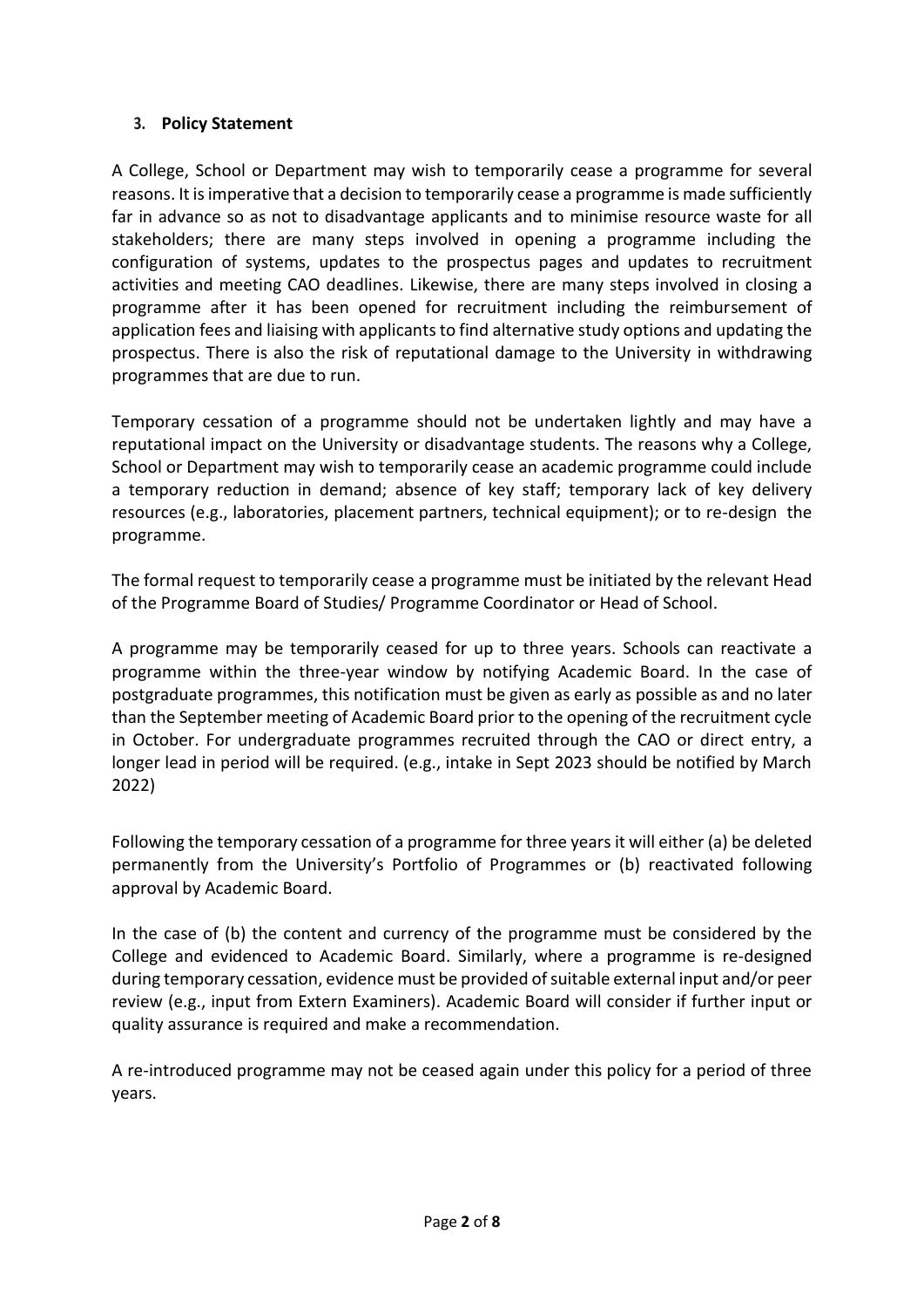## 3. Policy Statement

A College, School or Department may wish to temporarily cease a programme for several reasons. It is imperative that a decision to temporarily cease a programme is made sufficiently far in advance so as not to disadvantage applicants and to minimise resource waste for all stakeholders; there are many steps involved in opening a programme including the configuration of systems, updates to the prospectus pages and updates to recruitment activities and meeting CAO deadlines. Likewise, there are many steps involved in closing a programme after it has been opened for recruitment including the reimbursement of application fees and liaising with applicants to find alternative study options and updating the prospectus. There is also the risk of reputational damage to the University in withdrawing programmes that are due to run.

Temporary cessation of a programme should not be undertaken lightly and may have a reputational impact on the University or disadvantage students. The reasons why a College, School or Department may wish to temporarily cease an academic programme could include a temporary reduction in demand; absence of key staff; temporary lack of key delivery resources (e.g., laboratories, placement partners, technical equipment); or to re-design the programme.

The formal request to temporarily cease a programme must be initiated by the relevant Head of the Programme Board of Studies/ Programme Coordinator or Head of School.

A programme may be temporarily ceased for up to three years. Schools can reactivate a programme within the three-year window by notifying Academic Board. In the case of postgraduate programmes, this notification must be given as early as possible as and no later than the September meeting of Academic Board prior to the opening of the recruitment cycle in October. For undergraduate programmes recruited through the CAO or direct entry, a longer lead in period will be required. (e.g., intake in Sept 2023 should be notified by March 2022)

Following the temporary cessation of a programme for three years it will either (a) be deleted permanently from the University's Portfolio of Programmes or (b) reactivated following approval by Academic Board.

In the case of (b) the content and currency of the programme must be considered by the College and evidenced to Academic Board. Similarly, where a programme is re-designed during temporary cessation, evidence must be provided of suitable external input and/or peer review (e.g., input from Extern Examiners). Academic Board will consider if further input or quality assurance is required and make a recommendation.

A re-introduced programme may not be ceased again under this policy for a period of three years.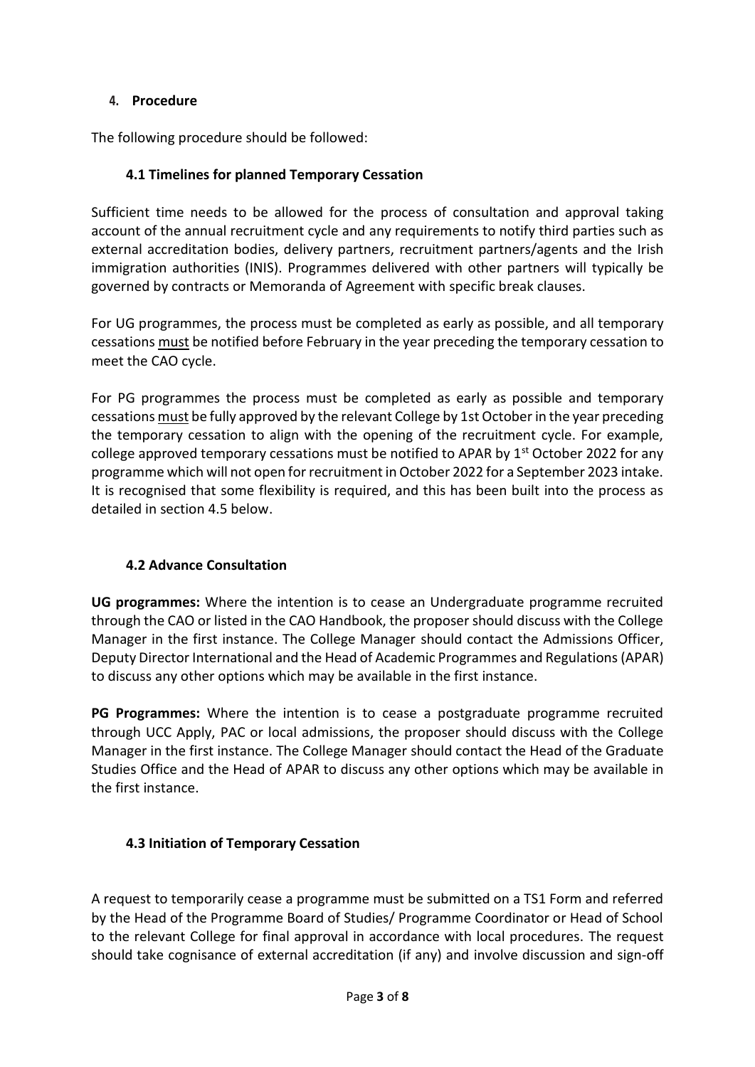## 4. Procedure

The following procedure should be followed:

### 4.1 Timelines for planned Temporary Cessation

Sufficient time needs to be allowed for the process of consultation and approval taking account of the annual recruitment cycle and any requirements to notify third parties such as external accreditation bodies, delivery partners, recruitment partners/agents and the Irish immigration authorities (INIS). Programmes delivered with other partners will typically be governed by contracts or Memoranda of Agreement with specific break clauses.

For UG programmes, the process must be completed as early as possible, and all temporary cessations must be notified before February in the year preceding the temporary cessation to meet the CAO cycle.

For PG programmes the process must be completed as early as possible and temporary cessations must be fully approved by the relevant College by 1st October in the year preceding the temporary cessation to align with the opening of the recruitment cycle. For example, college approved temporary cessations must be notified to APAR by 1st October 2022 for any programme which will not open for recruitment in October 2022 for a September 2023 intake. It is recognised that some flexibility is required, and this has been built into the process as detailed in section 4.5 below.

### 4.2 Advance Consultation

**UG programmes:** Where the intention is to cease an Undergraduate programme recruited through the CAO or listed in the CAO Handbook, the proposer should discuss with the College Manager in the first instance. The College Manager should contact the Admissions Officer, Deputy Director International and the Head of Academic Programmes and Regulations (APAR) to discuss any other options which may be available in the first instance.

**PG Programmes:** Where the intention is to cease a postgraduate programme recruited through UCC Apply, PAC or local admissions, the proposer should discuss with the College Manager in the first instance. The College Manager should contact the Head of the Graduate Studies Office and the Head of APAR to discuss any other options which may be available in the first instance.

### 4.3 Initiation of Temporary Cessation

A request to temporarily cease a programme must be submitted on a TS1 Form and referred by the Head of the Programme Board of Studies/ Programme Coordinator or Head of School to the relevant College for final approval in accordance with local procedures. The request should take cognisance of external accreditation (if any) and involve discussion and sign-off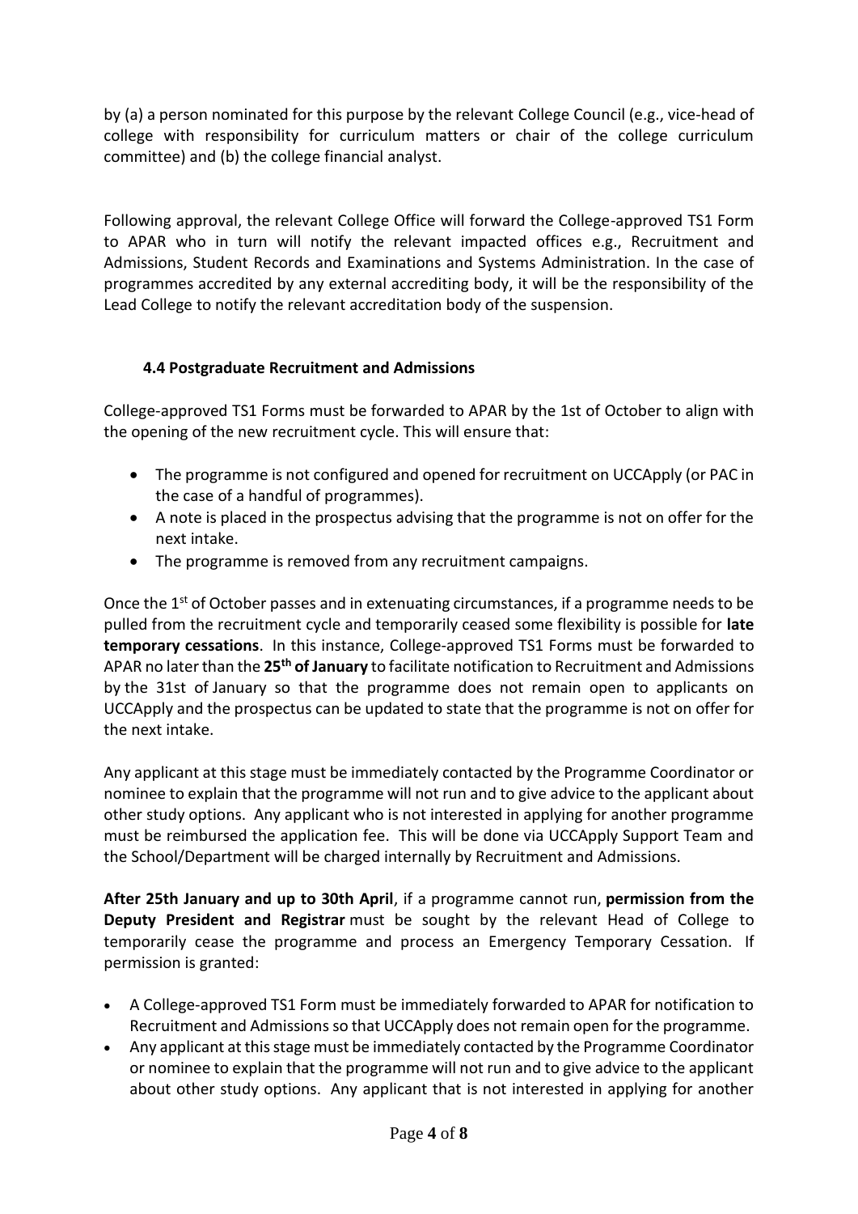by (a) a person nominated for this purpose by the relevant College Council (e.g., vice-head of college with responsibility for curriculum matters or chair of the college curriculum committee) and (b) the college financial analyst.

Following approval, the relevant College Office will forward the College-approved TS1 Form to APAR who in turn will notify the relevant impacted offices e.g., Recruitment and Admissions, Student Records and Examinations and Systems Administration. In the case of programmes accredited by any external accrediting body, it will be the responsibility of the Lead College to notify the relevant accreditation body of the suspension.

### 4.4 Postgraduate Recruitment and Admissions

College-approved TS1 Forms must be forwarded to APAR by the 1st of October to align with the opening of the new recruitment cycle. This will ensure that:

- The programme is not configured and opened for recruitment on UCCApply (or PAC in the case of a handful of programmes).
- A note is placed in the prospectus advising that the programme is not on offer for the next intake.
- The programme is removed from any recruitment campaigns.

Once the 1st of October passes and in extenuating circumstances, if a programme needs to be pulled from the recruitment cycle and temporarily ceased some flexibility is possible for **late temporary cessations**. In this instance, College-approved TS1 Forms must be forwarded to APAR no later than the **25th of January** to facilitate notification to Recruitment and Admissions by the 31st of January so that the programme does not remain open to applicants on UCCApply and the prospectus can be updated to state that the programme is not on offer for the next intake.

Any applicant at this stage must be immediately contacted by the Programme Coordinator or nominee to explain that the programme will not run and to give advice to the applicant about other study options. Any applicant who is not interested in applying for another programme must be reimbursed the application fee. This will be done via UCCApply Support Team and the School/Department will be charged internally by Recruitment and Admissions.

**After 25th January and up to 30th April**, if a programme cannot run, **permission from the Deputy President and Registrar** must be sought by the relevant Head of College to temporarily cease the programme and process an Emergency Temporary Cessation. If permission is granted:

- A College-approved TS1 Form must be immediately forwarded to APAR for notification to Recruitment and Admissions so that UCCApply does not remain open for the programme.
- Any applicant at this stage must be immediately contacted by the Programme Coordinator or nominee to explain that the programme will not run and to give advice to the applicant about other study options. Any applicant that is not interested in applying for another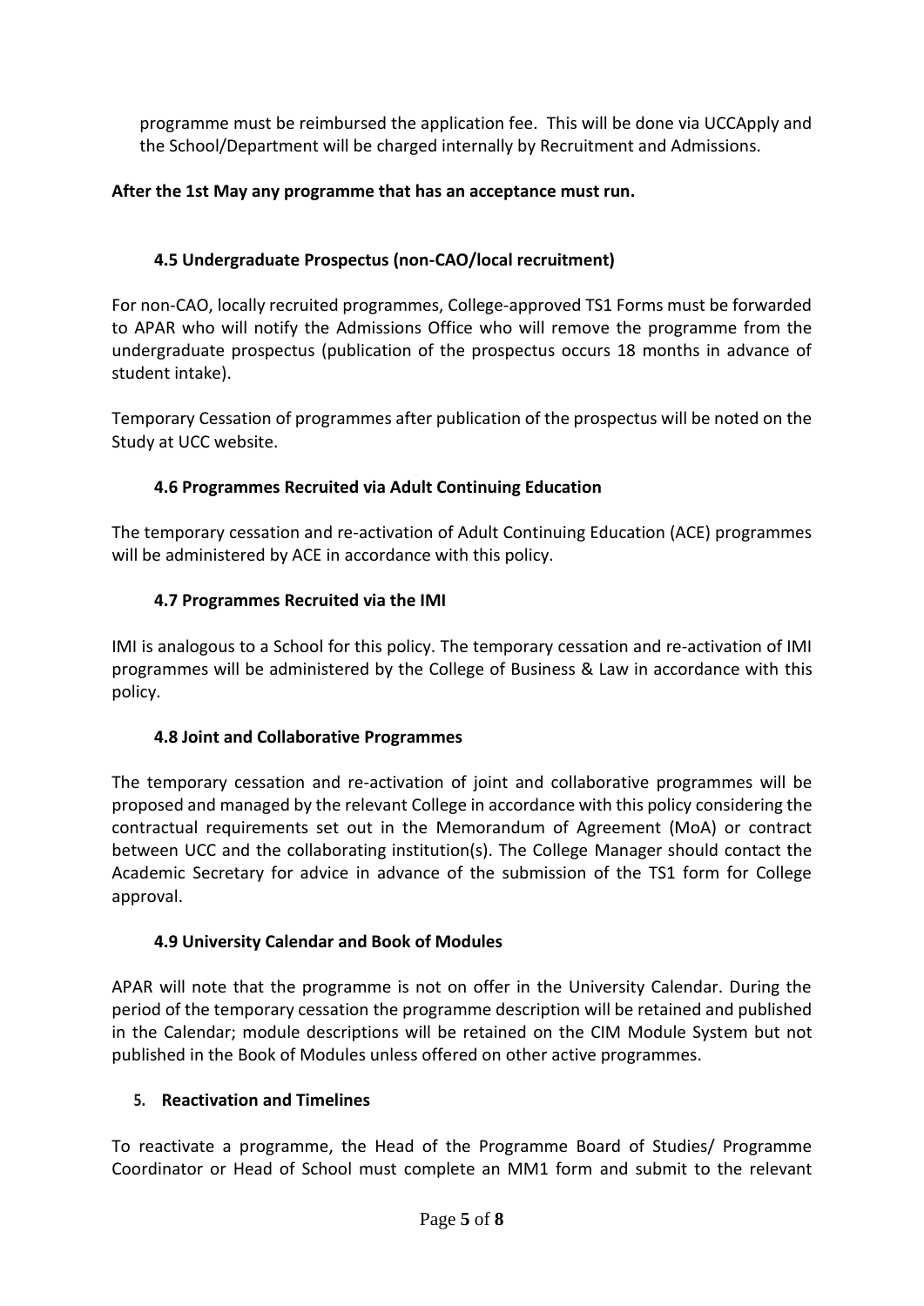programme must be reimbursed the application fee. This will be done via UCCApply and the School/Department will be charged internally by Recruitment and Admissions.

**After the 1st May any programme that has an acceptance must run.**

### 4.5 Undergraduate Prospectus (non-CAO/local recruitment)

For non-CAO, locally recruited programmes, College-approved TS1 Forms must be forwarded to APAR who will notify the Admissions Office who will remove the programme from the undergraduate prospectus (publication of the prospectus occurs 18 months in advance of student intake).

Temporary Cessation of programmes after publication of the prospectus will be noted on the Study at UCC website.

### 4.6 Programmes Recruited via Adult Continuing Education

The temporary cessation and re-activation of Adult Continuing Education (ACE) programmes will be administered by ACE in accordance with this policy.

### 4.7 Programmes Recruited via the IMI

IMI is analogous to a School for this policy. The temporary cessation and re-activation of IMI programmes will be administered by the College of Business & Law in accordance with this policy.

### 4.8 Joint and Collaborative Programmes

The temporary cessation and re-activation of joint and collaborative programmes will be proposed and managed by the relevant College in accordance with this policy considering the contractual requirements set out in the Memorandum of Agreement (MoA) or contract between UCC and the collaborating institution(s). The College Manager should contact the Academic Secretary for advice in advance of the submission of the TS1 form for College approval.

### 4.9 University Calendar and Book of Modules

APAR will note that the programme is not on offer in the University Calendar. During the period of the temporary cessation the programme description will be retained and published in the Calendar; module descriptions will be retained on the CIM Module System but not published in the Book of Modules unless offered on other active programmes.

## 5. Reactivation and Timelines

To reactivate a programme, the Head of the Programme Board of Studies/ Programme Coordinator or Head of School must complete an MM1 form and submit to the relevant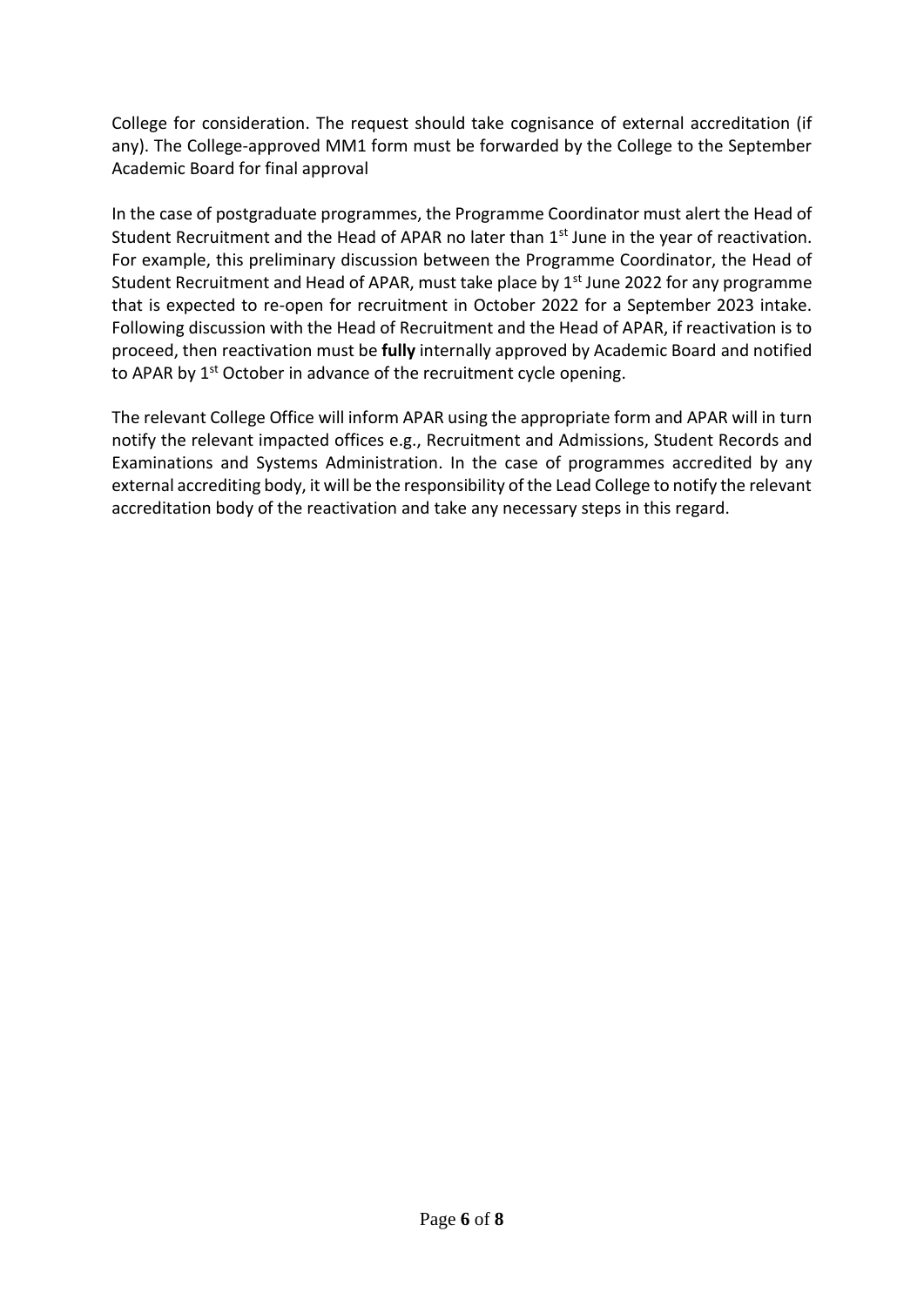College for consideration. The request should take cognisance of external accreditation (if any). The College-approved MM1 form must be forwarded by the College to the September Academic Board for final approval

In the case of postgraduate programmes, the Programme Coordinator must alert the Head of Student Recruitment and the Head of APAR no later than 1st June in the year of reactivation. For example, this preliminary discussion between the Programme Coordinator, the Head of Student Recruitment and Head of APAR, must take place by 1st June 2022 for any programme that is expected to re-open for recruitment in October 2022 for a September 2023 intake. Following discussion with the Head of Recruitment and the Head of APAR, if reactivation is to proceed, then reactivation must be **fully** internally approved by Academic Board and notified to APAR by 1st October in advance of the recruitment cycle opening.

The relevant College Office will inform APAR using the appropriate form and APAR will in turn notify the relevant impacted offices e.g., Recruitment and Admissions, Student Records and Examinations and Systems Administration. In the case of programmes accredited by any external accrediting body, it will be the responsibility of the Lead College to notify the relevant accreditation body of the reactivation and take any necessary steps in this regard.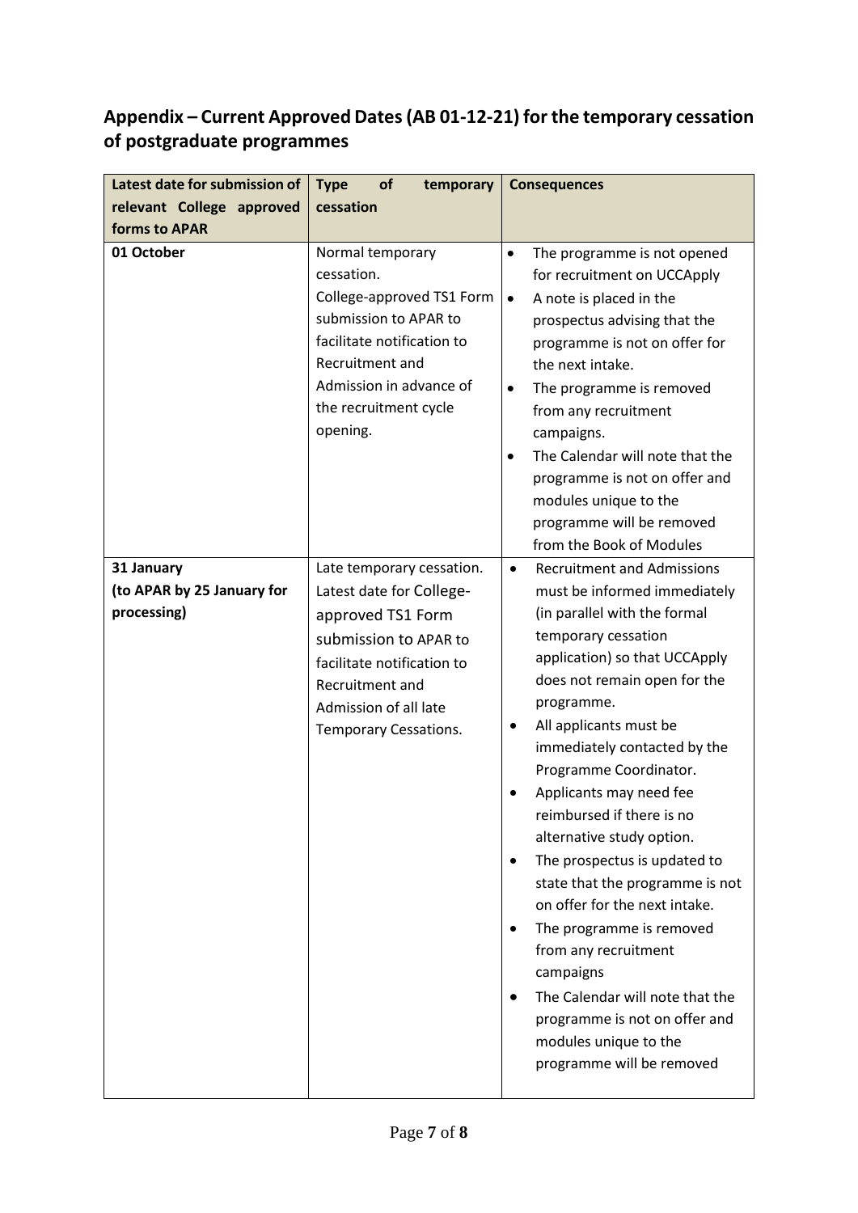## Appendix – Current Approved Dates (AB 01-12-21) for the temporary cessation of postgraduate programmes

| Latest date for submission of relevant College approved forms to APAR | Type of temporary cessation | Consequences |
|---|---|---|
| **01 October** | Normal temporary cessation. College-approved TS1 Form submission to APAR to facilitate notification to Recruitment and Admission in advance of the recruitment cycle opening. | • The programme is not opened for recruitment on UCCApply<br>• A note is placed in the prospectus advising that the programme is not on offer for the next intake.<br>• The programme is removed from any recruitment campaigns.<br>• The Calendar will note that the programme is not on offer and modules unique to the programme will be removed from the Book of Modules |
| **31 January (to APAR by 25 January for processing)** | Late temporary cessation. Latest date for College-approved TS1 Form submission to APAR to facilitate notification to Recruitment and Admission of all late Temporary Cessations. | • Recruitment and Admissions must be informed immediately (in parallel with the formal temporary cessation application) so that UCCApply does not remain open for the programme.<br>• All applicants must be immediately contacted by the Programme Coordinator.<br>• Applicants may need fee reimbursed if there is no alternative study option.<br>• The prospectus is updated to state that the programme is not on offer for the next intake.<br>• The programme is removed from any recruitment campaigns<br>• The Calendar will note that the programme is not on offer and modules unique to the programme will be removed |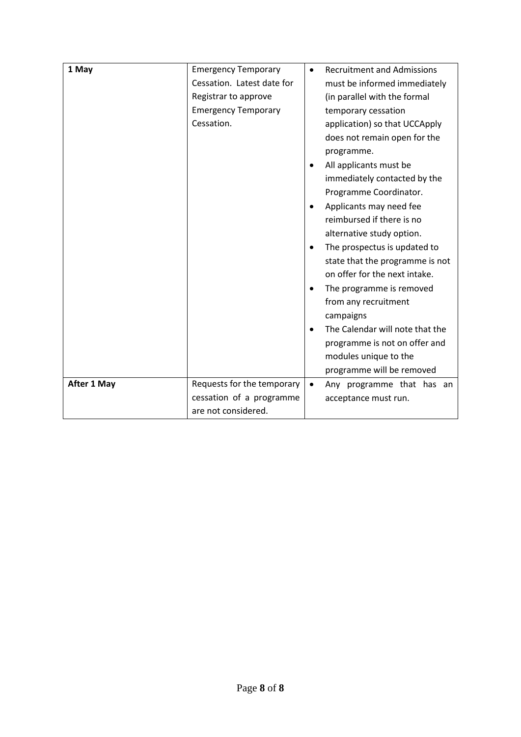| | | |
|---|---|---|
| **1 May** | Emergency Temporary Cessation. Latest date for Registrar to approve Emergency Temporary Cessation. | • Recruitment and Admissions must be informed immediately (in parallel with the formal temporary cessation application) so that UCCApply does not remain open for the programme.<br>• All applicants must be immediately contacted by the Programme Coordinator.<br>• Applicants may need fee reimbursed if there is no alternative study option.<br>• The prospectus is updated to state that the programme is not on offer for the next intake.<br>• The programme is removed from any recruitment campaigns<br>• The Calendar will note that the programme is not on offer and modules unique to the programme will be removed |
| **After 1 May** | Requests for the temporary cessation of a programme are not considered. | • Any programme that has an acceptance must run. |